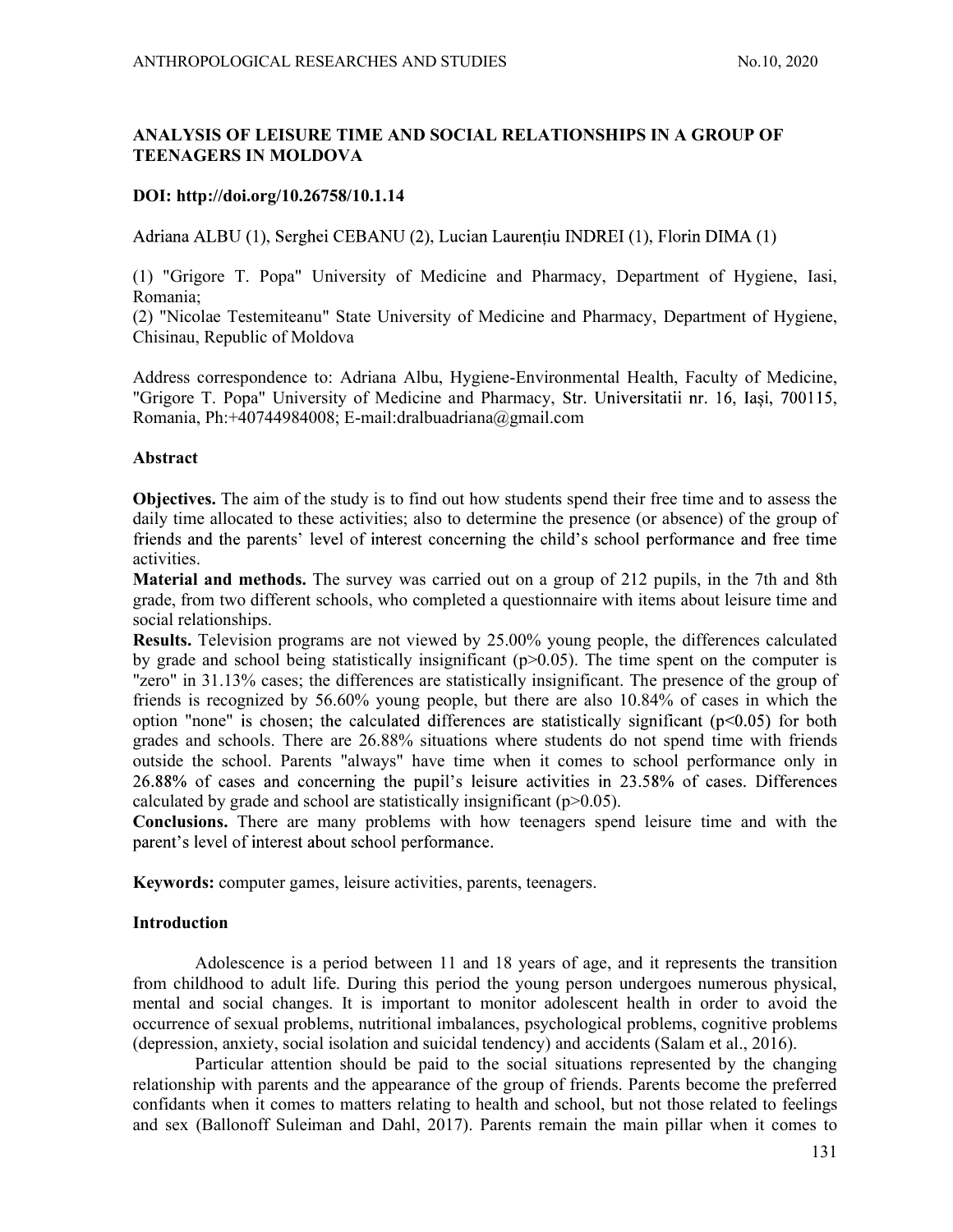# ANALYSIS OF LEISURE TIME AND SOCIAL RELATIONSHIPS IN A GROUP OF TEENAGERS IN MOLDOVA

**DOI: http://doi.org/10.26758/10.1.14**

Adriana ALBU (1), Serghei CEBANU (2), Lucian Laurențiu INDREI (1), Florin DIMA (1)

(1) "Grigore T. Popa" University of Medicine and Pharmacy, Department of Hygiene, Iasi, Romania;
(2) "Nicolae Testemiteanu" State University of Medicine and Pharmacy, Department of Hygiene, Chisinau, Republic of Moldova

Address correspondence to: Adriana Albu, Hygiene-Environmental Health, Faculty of Medicine, "Grigore T. Popa" University of Medicine and Pharmacy, Str. Universitatii nr. 16, Iași, 700115, Romania, Ph:+40744984008; E-mail:dralbuadriana@gmail.com

## Abstract

**Objectives.** The aim of the study is to find out how students spend their free time and to assess the daily time allocated to these activities; also to determine the presence (or absence) of the group of friends and the parents' level of interest concerning the child's school performance and free time activities.

**Material and methods.** The survey was carried out on a group of 212 pupils, in the 7th and 8th grade, from two different schools, who completed a questionnaire with items about leisure time and social relationships.

**Results.** Television programs are not viewed by 25.00% young people, the differences calculated by grade and school being statistically insignificant ($p>0.05$). The time spent on the computer is "zero" in 31.13% cases; the differences are statistically insignificant. The presence of the group of friends is recognized by 56.60% young people, but there are also 10.84% of cases in which the option "none" is chosen; the calculated differences are statistically significant ($p<0.05$) for both grades and schools. There are 26.88% situations where students do not spend time with friends outside the school. Parents "always" have time when it comes to school performance only in 26.88% of cases and concerning the pupil's leisure activities in 23.58% of cases. Differences calculated by grade and school are statistically insignificant ($p>0.05$).

**Conclusions.** There are many problems with how teenagers spend leisure time and with the parent's level of interest about school performance.

**Keywords:** computer games, leisure activities, parents, teenagers.

## Introduction

Adolescence is a period between 11 and 18 years of age, and it represents the transition from childhood to adult life. During this period the young person undergoes numerous physical, mental and social changes. It is important to monitor adolescent health in order to avoid the occurrence of sexual problems, nutritional imbalances, psychological problems, cognitive problems (depression, anxiety, social isolation and suicidal tendency) and accidents (Salam et al., 2016).

Particular attention should be paid to the social situations represented by the changing relationship with parents and the appearance of the group of friends. Parents become the preferred confidants when it comes to matters relating to health and school, but not those related to feelings and sex (Ballonoff Suleiman and Dahl, 2017). Parents remain the main pillar when it comes to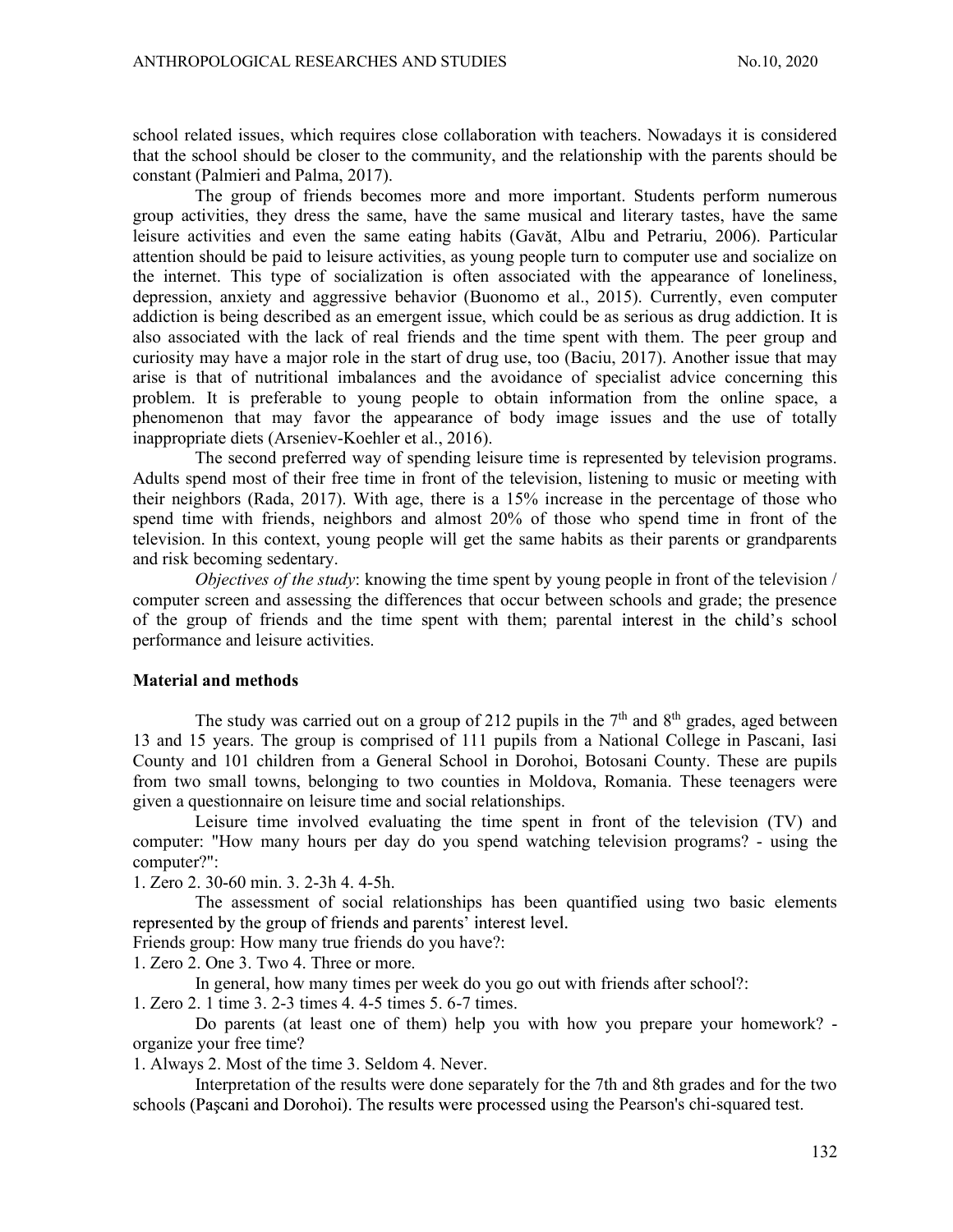school related issues, which requires close collaboration with teachers. Nowadays it is considered that the school should be closer to the community, and the relationship with the parents should be constant (Palmieri and Palma, 2017).

The group of friends becomes more and more important. Students perform numerous group activities, they dress the same, have the same musical and literary tastes, have the same leisure activities and even the same eating habits (Gavăt, Albu and Petrariu, 2006). Particular attention should be paid to leisure activities, as young people turn to computer use and socialize on the internet. This type of socialization is often associated with the appearance of loneliness, depression, anxiety and aggressive behavior (Buonomo et al., 2015). Currently, even computer addiction is being described as an emergent issue, which could be as serious as drug addiction. It is also associated with the lack of real friends and the time spent with them. The peer group and curiosity may have a major role in the start of drug use, too (Baciu, 2017). Another issue that may arise is that of nutritional imbalances and the avoidance of specialist advice concerning this problem. It is preferable to young people to obtain information from the online space, a phenomenon that may favor the appearance of body image issues and the use of totally inappropriate diets (Arseniev-Koehler et al., 2016).

The second preferred way of spending leisure time is represented by television programs. Adults spend most of their free time in front of the television, listening to music or meeting with their neighbors (Rada, 2017). With age, there is a 15% increase in the percentage of those who spend time with friends, neighbors and almost 20% of those who spend time in front of the television. In this context, young people will get the same habits as their parents or grandparents and risk becoming sedentary.

*Objectives of the study*: knowing the time spent by young people in front of the television / computer screen and assessing the differences that occur between schools and grade; the presence of the group of friends and the time spent with them; parental interest in the child's school performance and leisure activities.

## Material and methods

The study was carried out on a group of 212 pupils in the 7th and 8th grades, aged between 13 and 15 years. The group is comprised of 111 pupils from a National College in Pascani, Iasi County and 101 children from a General School in Dorohoi, Botosani County. These are pupils from two small towns, belonging to two counties in Moldova, Romania. These teenagers were given a questionnaire on leisure time and social relationships.

Leisure time involved evaluating the time spent in front of the television (TV) and computer: "How many hours per day do you spend watching television programs? - using the computer?":

1. Zero 2. 30-60 min. 3. 2-3h 4. 4-5h.

The assessment of social relationships has been quantified using two basic elements represented by the group of friends and parents' interest level.

Friends group: How many true friends do you have?:

1. Zero 2. One 3. Two 4. Three or more.

In general, how many times per week do you go out with friends after school?:

1. Zero 2. 1 time 3. 2-3 times 4. 4-5 times 5. 6-7 times.

Do parents (at least one of them) help you with how you prepare your homework? - organize your free time?

1. Always 2. Most of the time 3. Seldom 4. Never.

Interpretation of the results were done separately for the 7th and 8th grades and for the two schools (Paşcani and Dorohoi). The results were processed using the Pearson's chi-squared test.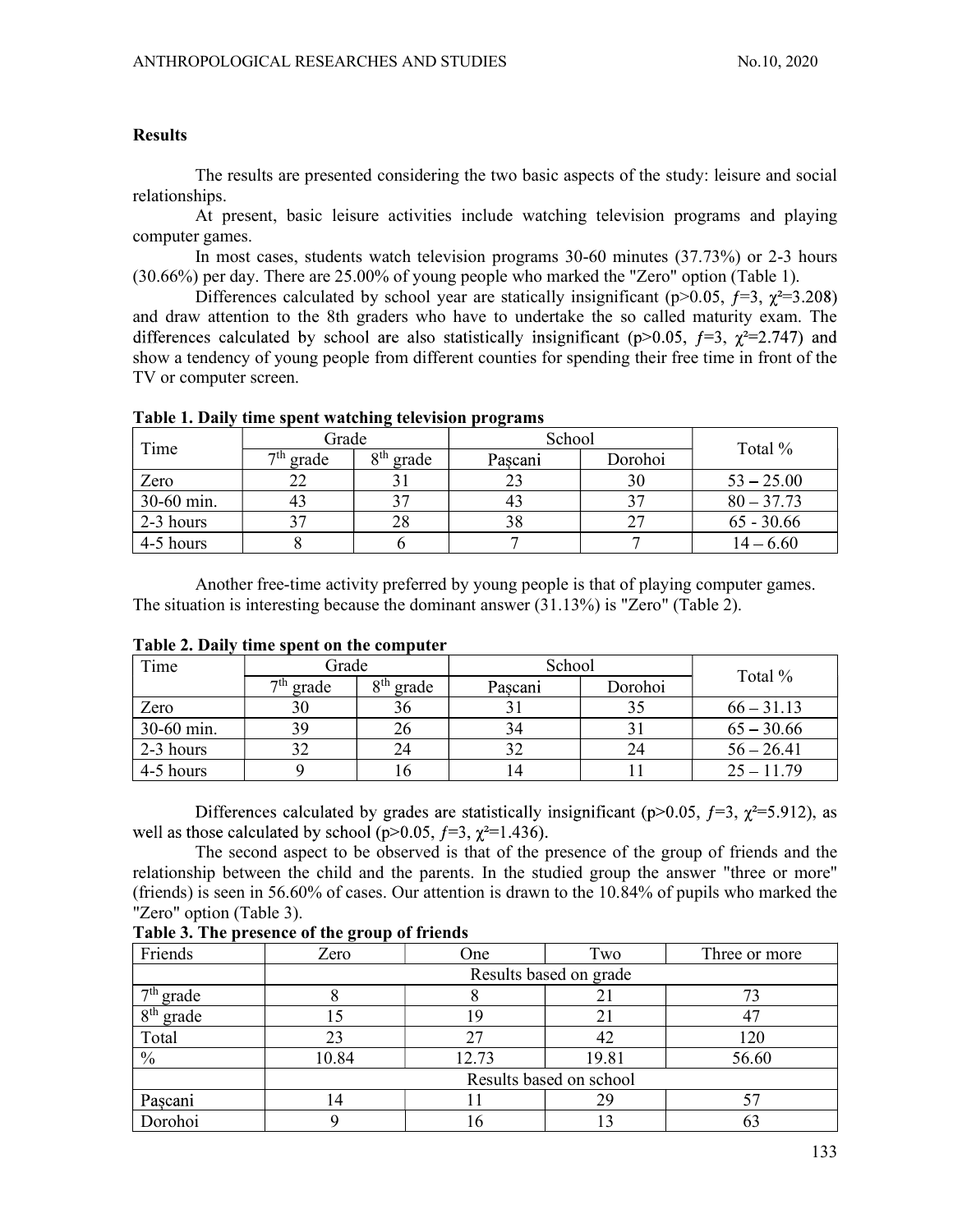**Results**

The results are presented considering the two basic aspects of the study: leisure and social relationships.

At present, basic leisure activities include watching television programs and playing computer games.

In most cases, students watch television programs 30-60 minutes (37.73%) or 2-3 hours (30.66%) per day. There are 25.00% of young people who marked the "Zero" option (Table 1).

Differences calculated by school year are statically insignificant ($p>0.05$, $f=3$, $\chi^2=3.208$) and draw attention to the 8th graders who have to undertake the so called maturity exam. The differences calculated by school are also statistically insignificant ($p>0.05$, $f=3$, $\chi^2=2.747$) and show a tendency of young people from different counties for spending their free time in front of the TV or computer screen.

**Table 1. Daily time spent watching television programs**

| Time | Grade | | School | | Total % |
|---|---|---|---|---|---|
| | 7th grade | 8th grade | Pașcani | Dorohoi | |
| Zero | 22 | 31 | 23 | 30 | 53 – 25.00 |
| 30-60 min. | 43 | 37 | 43 | 37 | 80 – 37.73 |
| 2-3 hours | 37 | 28 | 38 | 27 | 65 - 30.66 |
| 4-5 hours | 8 | 6 | 7 | 7 | 14 – 6.60 |

Another free-time activity preferred by young people is that of playing computer games. The situation is interesting because the dominant answer (31.13%) is "Zero" (Table 2).

**Table 2. Daily time spent on the computer**

| Time | Grade | | School | | Total % |
|---|---|---|---|---|---|
| | 7th grade | 8th grade | Pașcani | Dorohoi | |
| Zero | 30 | 36 | 31 | 35 | 66 – 31.13 |
| 30-60 min. | 39 | 26 | 34 | 31 | 65 – 30.66 |
| 2-3 hours | 32 | 24 | 32 | 24 | 56 – 26.41 |
| 4-5 hours | 9 | 16 | 14 | 11 | 25 – 11.79 |

Differences calculated by grades are statistically insignificant ($p>0.05$, $f=3$, $\chi^2=5.912$), as well as those calculated by school ($p>0.05$, $f=3$, $\chi^2=1.436$).

The second aspect to be observed is that of the presence of the group of friends and the relationship between the child and the parents. In the studied group the answer "three or more" (friends) is seen in 56.60% of cases. Our attention is drawn to the 10.84% of pupils who marked the "Zero" option (Table 3).

**Table 3. The presence of the group of friends**

| Friends | Zero | One | Two | Three or more |
|---|---|---|---|---|
| | Results based on grade | | | |
| 7th grade | 8 | 8 | 21 | 73 |
| 8th grade | 15 | 19 | 21 | 47 |
| Total | 23 | 27 | 42 | 120 |
| % | 10.84 | 12.73 | 19.81 | 56.60 |
| | Results based on school | | | |
| Pașcani | 14 | 11 | 29 | 57 |
| Dorohoi | 9 | 16 | 13 | 63 |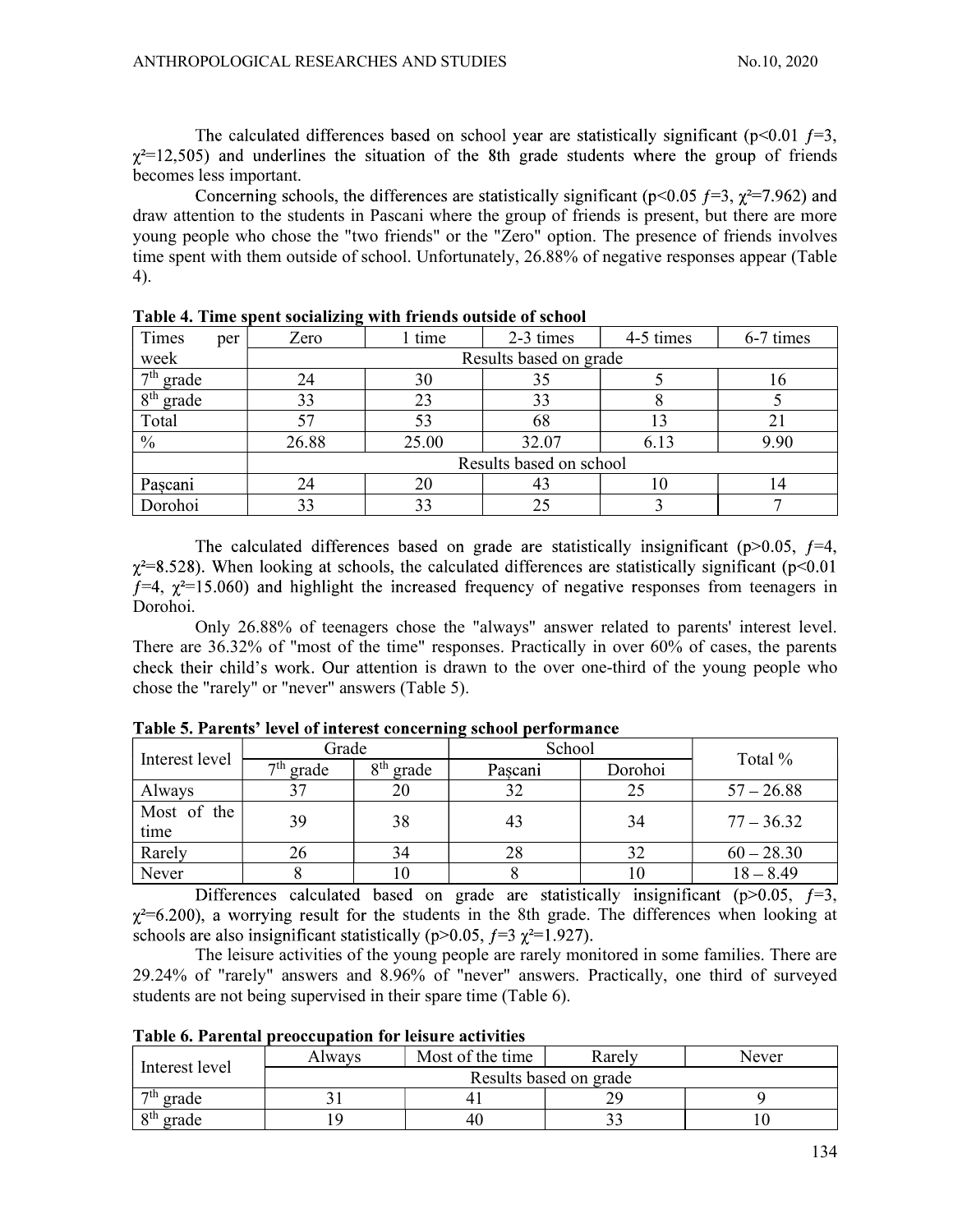The calculated differences based on school year are statistically significant ($p<0.01$ $f=3$, $\chi^2=12{,}505$) and underlines the situation of the 8th grade students where the group of friends becomes less important.

Concerning schools, the differences are statistically significant ($p<0.05$ $f=3$, $\chi^2=7.962$) and draw attention to the students in Pascani where the group of friends is present, but there are more young people who chose the "two friends" or the "Zero" option. The presence of friends involves time spent with them outside of school. Unfortunately, 26.88% of negative responses appear (Table 4).

**Table 4. Time spent socializing with friends outside of school**

| Times per week | Zero | 1 time | 2-3 times | 4-5 times | 6-7 times |
|---|---|---|---|---|---|
| | Results based on grade | | | | |
| 7th grade | 24 | 30 | 35 | 5 | 16 |
| 8th grade | 33 | 23 | 33 | 8 | 5 |
| Total | 57 | 53 | 68 | 13 | 21 |
| % | 26.88 | 25.00 | 32.07 | 6.13 | 9.90 |
| | Results based on school | | | | |
| Pașcani | 24 | 20 | 43 | 10 | 14 |
| Dorohoi | 33 | 33 | 25 | 3 | 7 |

The calculated differences based on grade are statistically insignificant ($p>0.05$, $f=4$, $\chi^2=8.528$). When looking at schools, the calculated differences are statistically significant ($p<0.01$ $f=4$, $\chi^2=15.060$) and highlight the increased frequency of negative responses from teenagers in Dorohoi.

Only 26.88% of teenagers chose the "always" answer related to parents' interest level. There are 36.32% of "most of the time" responses. Practically in over 60% of cases, the parents check their child's work. Our attention is drawn to the over one-third of the young people who chose the "rarely" or "never" answers (Table 5).

**Table 5. Parents' level of interest concerning school performance**

| Interest level | Grade | | School | | Total % |
|---|---|---|---|---|---|
| | 7th grade | 8th grade | Pașcani | Dorohoi | |
| Always | 37 | 20 | 32 | 25 | 57 – 26.88 |
| Most of the time | 39 | 38 | 43 | 34 | 77 – 36.32 |
| Rarely | 26 | 34 | 28 | 32 | 60 – 28.30 |
| Never | 8 | 10 | 8 | 10 | 18 – 8.49 |

Differences calculated based on grade are statistically insignificant ($p>0.05$, $f=3$, $\chi^2=6.200$), a worrying result for the students in the 8th grade. The differences when looking at schools are also insignificant statistically ($p>0.05$, $f=3$ $\chi^2=1.927$).

The leisure activities of the young people are rarely monitored in some families. There are 29.24% of "rarely" answers and 8.96% of "never" answers. Practically, one third of surveyed students are not being supervised in their spare time (Table 6).

**Table 6. Parental preoccupation for leisure activities**

| Interest level | Always | Most of the time | Rarely | Never |
|---|---|---|---|---|
| | Results based on grade | | | |
| 7th grade | 31 | 41 | 29 | 9 |
| 8th grade | 19 | 40 | 33 | 10 |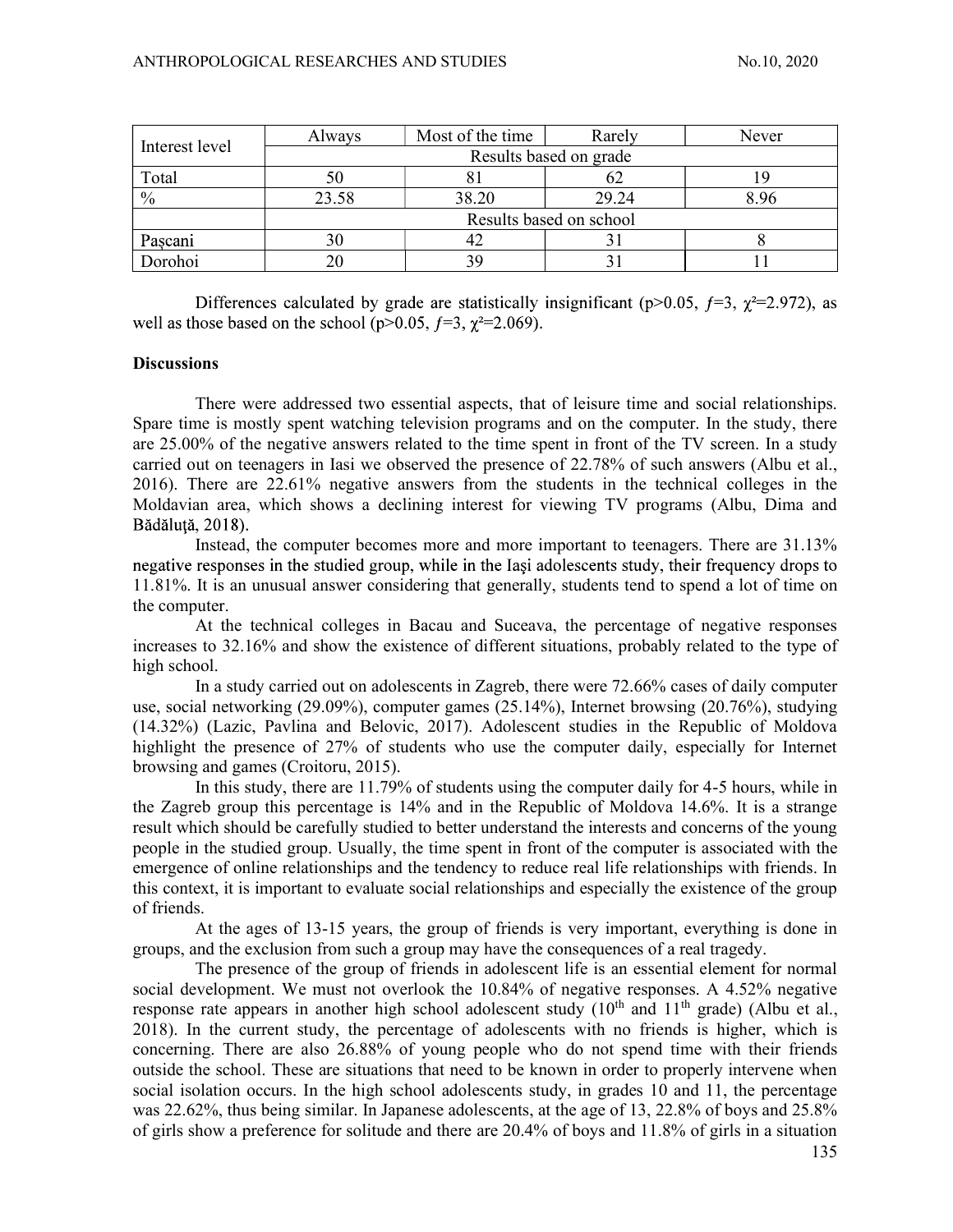| Interest level | Always | Most of the time | Rarely | Never |
|---|---|---|---|---|
| | Results based on grade | | | |
| Total | 50 | 81 | 62 | 19 |
| % | 23.58 | 38.20 | 29.24 | 8.96 |
| | Results based on school | | | |
| Paşcani | 30 | 42 | 31 | 8 |
| Dorohoi | 20 | 39 | 31 | 11 |

Differences calculated by grade are statistically insignificant ($p>0.05$, $f=3$, $\chi^2=2.972$), as well as those based on the school ($p>0.05$, $f=3$, $\chi^2=2.069$).

**Discussions**

There were addressed two essential aspects, that of leisure time and social relationships. Spare time is mostly spent watching television programs and on the computer. In the study, there are 25.00% of the negative answers related to the time spent in front of the TV screen. In a study carried out on teenagers in Iasi we observed the presence of 22.78% of such answers (Albu et al., 2016). There are 22.61% negative answers from the students in the technical colleges in the Moldavian area, which shows a declining interest for viewing TV programs (Albu, Dima and Bădăluţă, 2018).

Instead, the computer becomes more and more important to teenagers. There are 31.13% negative responses in the studied group, while in the Iaşi adolescents study, their frequency drops to 11.81%. It is an unusual answer considering that generally, students tend to spend a lot of time on the computer.

At the technical colleges in Bacau and Suceava, the percentage of negative responses increases to 32.16% and show the existence of different situations, probably related to the type of high school.

In a study carried out on adolescents in Zagreb, there were 72.66% cases of daily computer use, social networking (29.09%), computer games (25.14%), Internet browsing (20.76%), studying (14.32%) (Lazic, Pavlina and Belovic, 2017). Adolescent studies in the Republic of Moldova highlight the presence of 27% of students who use the computer daily, especially for Internet browsing and games (Croitoru, 2015).

In this study, there are 11.79% of students using the computer daily for 4-5 hours, while in the Zagreb group this percentage is 14% and in the Republic of Moldova 14.6%. It is a strange result which should be carefully studied to better understand the interests and concerns of the young people in the studied group. Usually, the time spent in front of the computer is associated with the emergence of online relationships and the tendency to reduce real life relationships with friends. In this context, it is important to evaluate social relationships and especially the existence of the group of friends.

At the ages of 13-15 years, the group of friends is very important, everything is done in groups, and the exclusion from such a group may have the consequences of a real tragedy.

The presence of the group of friends in adolescent life is an essential element for normal social development. We must not overlook the 10.84% of negative responses. A 4.52% negative response rate appears in another high school adolescent study (10th and 11th grade) (Albu et al., 2018). In the current study, the percentage of adolescents with no friends is higher, which is concerning. There are also 26.88% of young people who do not spend time with their friends outside the school. These are situations that need to be known in order to properly intervene when social isolation occurs. In the high school adolescents study, in grades 10 and 11, the percentage was 22.62%, thus being similar. In Japanese adolescents, at the age of 13, 22.8% of boys and 25.8% of girls show a preference for solitude and there are 20.4% of boys and 11.8% of girls in a situation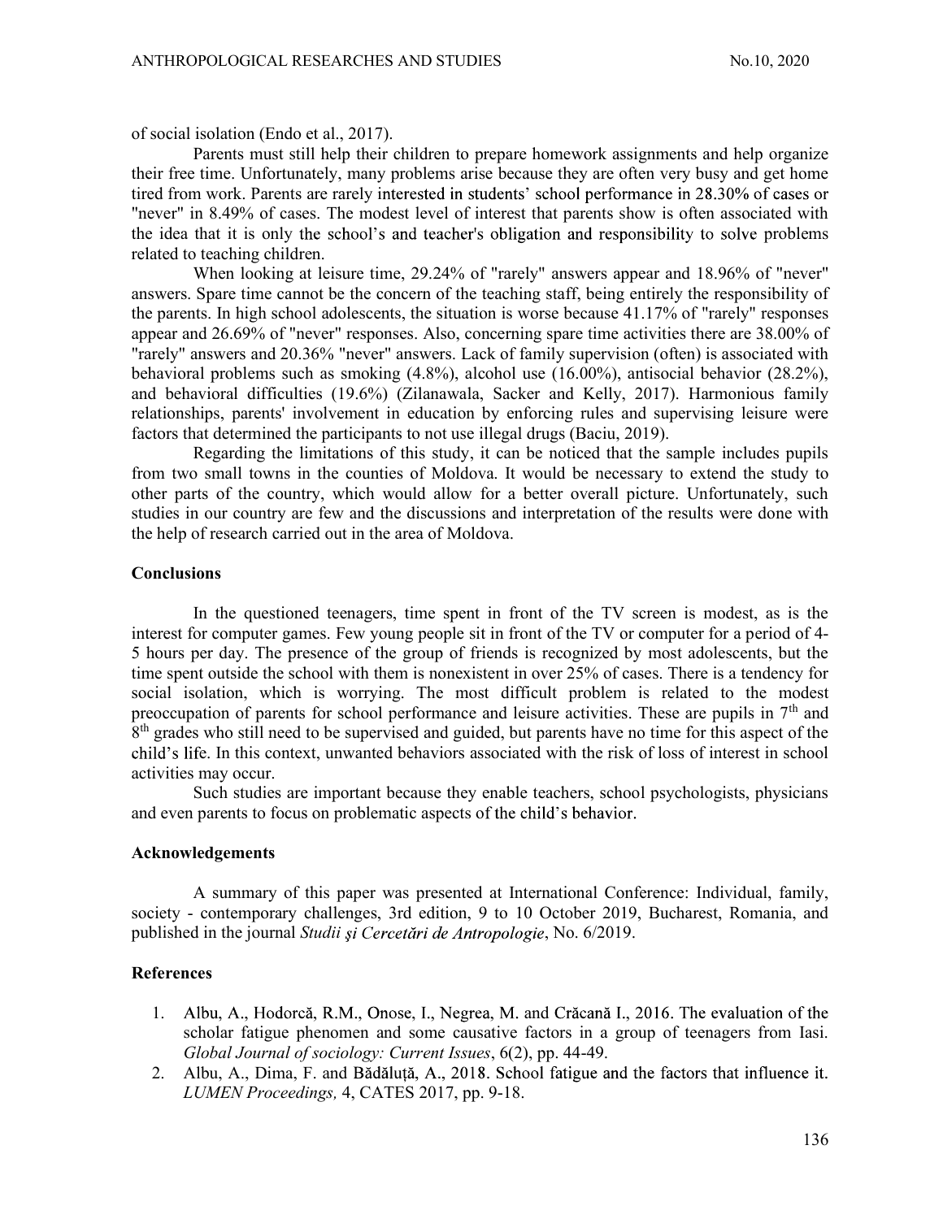of social isolation (Endo et al., 2017).

Parents must still help their children to prepare homework assignments and help organize their free time. Unfortunately, many problems arise because they are often very busy and get home tired from work. Parents are rarely interested in students' school performance in 28.30% of cases or "never" in 8.49% of cases. The modest level of interest that parents show is often associated with the idea that it is only the school's and teacher's obligation and responsibility to solve problems related to teaching children.

When looking at leisure time, 29.24% of "rarely" answers appear and 18.96% of "never" answers. Spare time cannot be the concern of the teaching staff, being entirely the responsibility of the parents. In high school adolescents, the situation is worse because 41.17% of "rarely" responses appear and 26.69% of "never" responses. Also, concerning spare time activities there are 38.00% of "rarely" answers and 20.36% "never" answers. Lack of family supervision (often) is associated with behavioral problems such as smoking (4.8%), alcohol use (16.00%), antisocial behavior (28.2%), and behavioral difficulties (19.6%) (Zilanawala, Sacker and Kelly, 2017). Harmonious family relationships, parents' involvement in education by enforcing rules and supervising leisure were factors that determined the participants to not use illegal drugs (Baciu, 2019).

Regarding the limitations of this study, it can be noticed that the sample includes pupils from two small towns in the counties of Moldova. It would be necessary to extend the study to other parts of the country, which would allow for a better overall picture. Unfortunately, such studies in our country are few and the discussions and interpretation of the results were done with the help of research carried out in the area of Moldova.

## Conclusions

In the questioned teenagers, time spent in front of the TV screen is modest, as is the interest for computer games. Few young people sit in front of the TV or computer for a period of 4-5 hours per day. The presence of the group of friends is recognized by most adolescents, but the time spent outside the school with them is nonexistent in over 25% of cases. There is a tendency for social isolation, which is worrying. The most difficult problem is related to the modest preoccupation of parents for school performance and leisure activities. These are pupils in 7th and 8th grades who still need to be supervised and guided, but parents have no time for this aspect of the child's life. In this context, unwanted behaviors associated with the risk of loss of interest in school activities may occur.

Such studies are important because they enable teachers, school psychologists, physicians and even parents to focus on problematic aspects of the child's behavior.

## Acknowledgements

A summary of this paper was presented at International Conference: Individual, family, society - contemporary challenges, 3rd edition, 9 to 10 October 2019, Bucharest, Romania, and published in the journal *Studii şi Cercetări de Antropologie*, No. 6/2019.

## References

1. Albu, A., Hodorcă, R.M., Onose, I., Negrea, M. and Crăcană I., 2016. The evaluation of the scholar fatigue phenomen and some causative factors in a group of teenagers from Iasi. *Global Journal of sociology: Current Issues*, 6(2), pp. 44-49.
2. Albu, A., Dima, F. and Bădăluță, A., 2018. School fatigue and the factors that influence it. *LUMEN Proceedings,* 4, CATES 2017, pp. 9-18.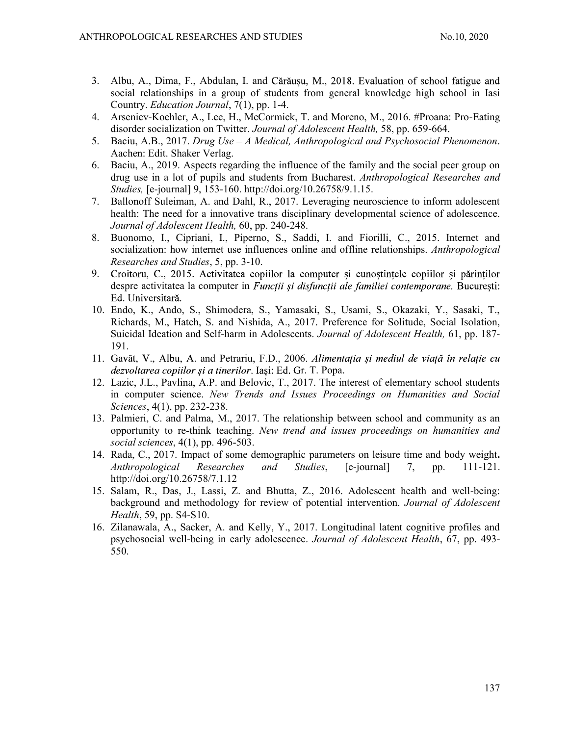3. Albu, A., Dima, F., Abdulan, I. and Cărăuşu, M., 2018. Evaluation of school fatigue and social relationships in a group of students from general knowledge high school in Iasi Country. *Education Journal*, 7(1), pp. 1-4.
4. Arseniev-Koehler, A., Lee, H., McCormick, T. and Moreno, M., 2016. #Proana: Pro-Eating disorder socialization on Twitter. *Journal of Adolescent Health,* 58, pp. 659-664.
5. Baciu, A.B., 2017. *Drug Use – A Medical, Anthropological and Psychosocial Phenomenon*. Aachen: Edit. Shaker Verlag.
6. Baciu, A., 2019. Aspects regarding the influence of the family and the social peer group on drug use in a lot of pupils and students from Bucharest. *Anthropological Researches and Studies,* [e-journal] 9, 153-160. http://doi.org/10.26758/9.1.15.
7. Ballonoff Suleiman, A. and Dahl, R., 2017. Leveraging neuroscience to inform adolescent health: The need for a innovative trans disciplinary developmental science of adolescence. *Journal of Adolescent Health,* 60, pp. 240-248.
8. Buonomo, I., Cipriani, I., Piperno, S., Saddi, I. and Fiorilli, C., 2015. Internet and socialization: how internet use influences online and offline relationships. *Anthropological Researches and Studies*, 5, pp. 3-10.
9. Croitoru, C., 2015. Activitatea copiilor la computer şi cunoştinţele copiilor şi părinţilor despre activitatea la computer in *Funcţii şi disfuncţii ale familiei contemporane.* Bucureşti: Ed. Universitară.
10. Endo, K., Ando, S., Shimodera, S., Yamasaki, S., Usami, S., Okazaki, Y., Sasaki, T., Richards, M., Hatch, S. and Nishida, A., 2017. Preference for Solitude, Social Isolation, Suicidal Ideation and Self-harm in Adolescents. *Journal of Adolescent Health,* 61, pp. 187-191.
11. Gavăt, V., Albu, A. and Petrariu, F.D., 2006. *Alimentaţia şi mediul de viaţă în relaţie cu dezvoltarea copiilor şi a tinerilor*. Iaşi: Ed. Gr. T. Popa.
12. Lazic, J.L., Pavlina, A.P. and Belovic, T., 2017. The interest of elementary school students in computer science. *New Trends and Issues Proceedings on Humanities and Social Sciences*, 4(1), pp. 232-238.
13. Palmieri, C. and Palma, M., 2017. The relationship between school and community as an opportunity to re-think teaching. *New trend and issues proceedings on humanities and social sciences*, 4(1), pp. 496-503.
14. Rada, C., 2017. Impact of some demographic parameters on leisure time and body weight**.** *Anthropological Researches and Studies*, [e-journal] 7, pp. 111-121. http://doi.org/10.26758/7.1.12
15. Salam, R., Das, J., Lassi, Z. and Bhutta, Z., 2016. Adolescent health and well-being: background and methodology for review of potential intervention. *Journal of Adolescent Health*, 59, pp. S4-S10.
16. Zilanawala, A., Sacker, A. and Kelly, Y., 2017. Longitudinal latent cognitive profiles and psychosocial well-being in early adolescence. *Journal of Adolescent Health*, 67, pp. 493-550.